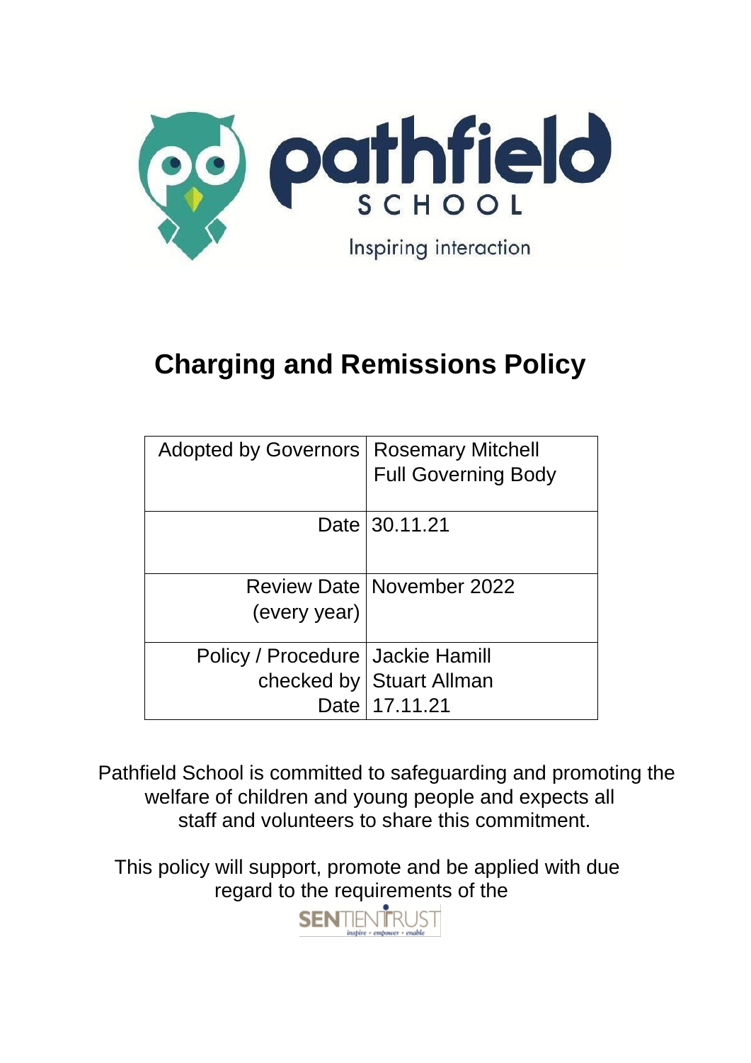pathfield SCHOOL

Inspiring interaction

# Charging and Remissions Policy

| Adopted by Governors | Rosemary Mitchell<br>Full Governing Body |
|---|---|
| Date | 30.11.21 |
| Review Date (every year) | November 2022 |
| Policy / Procedure checked by<br>Date | Jackie Hamill<br>Stuart Allman<br>17.11.21 |

Pathfield School is committed to safeguarding and promoting the welfare of children and young people and expects all staff and volunteers to share this commitment.

This policy will support, promote and be applied with due regard to the requirements of the SENTIENTRUST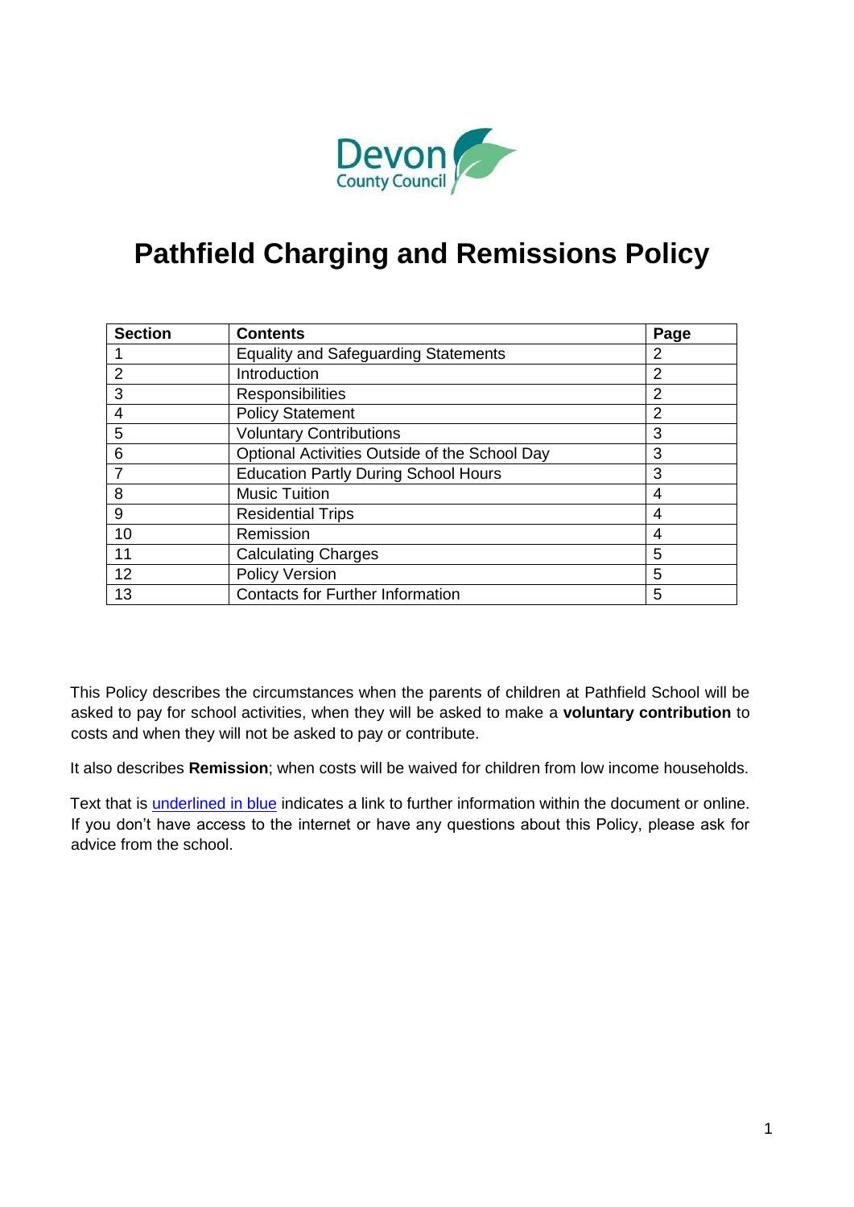# Pathfield Charging and Remissions Policy

| Section | Contents | Page |
|---|---|---|
| 1 | Equality and Safeguarding Statements | 2 |
| 2 | Introduction | 2 |
| 3 | Responsibilities | 2 |
| 4 | Policy Statement | 2 |
| 5 | Voluntary Contributions | 3 |
| 6 | Optional Activities Outside of the School Day | 3 |
| 7 | Education Partly During School Hours | 3 |
| 8 | Music Tuition | 4 |
| 9 | Residential Trips | 4 |
| 10 | Remission | 4 |
| 11 | Calculating Charges | 5 |
| 12 | Policy Version | 5 |
| 13 | Contacts for Further Information | 5 |

This Policy describes the circumstances when the parents of children at Pathfield School will be asked to pay for school activities, when they will be asked to make a **voluntary contribution** to costs and when they will not be asked to pay or contribute.

It also describes **Remission**; when costs will be waived for children from low income households.

Text that is underlined in blue indicates a link to further information within the document or online. If you don't have access to the internet or have any questions about this Policy, please ask for advice from the school.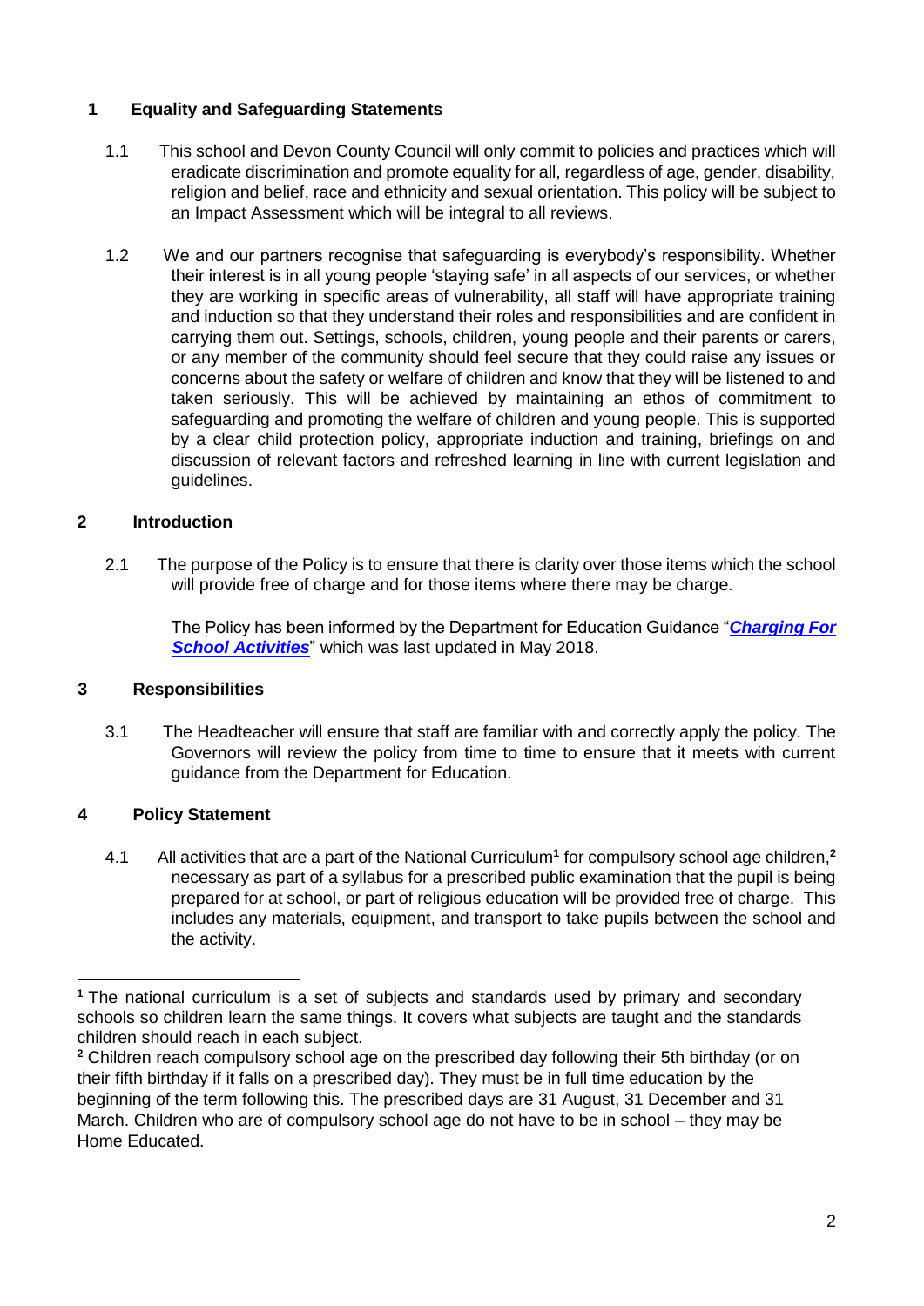## 1 Equality and Safeguarding Statements

1.1 This school and Devon County Council will only commit to policies and practices which will eradicate discrimination and promote equality for all, regardless of age, gender, disability, religion and belief, race and ethnicity and sexual orientation. This policy will be subject to an Impact Assessment which will be integral to all reviews.

1.2 We and our partners recognise that safeguarding is everybody's responsibility. Whether their interest is in all young people 'staying safe' in all aspects of our services, or whether they are working in specific areas of vulnerability, all staff will have appropriate training and induction so that they understand their roles and responsibilities and are confident in carrying them out. Settings, schools, children, young people and their parents or carers, or any member of the community should feel secure that they could raise any issues or concerns about the safety or welfare of children and know that they will be listened to and taken seriously. This will be achieved by maintaining an ethos of commitment to safeguarding and promoting the welfare of children and young people. This is supported by a clear child protection policy, appropriate induction and training, briefings on and discussion of relevant factors and refreshed learning in line with current legislation and guidelines.

## 2 Introduction

2.1 The purpose of the Policy is to ensure that there is clarity over those items which the school will provide free of charge and for those items where there may be charge.

The Policy has been informed by the Department for Education Guidance "***Charging For School Activities***" which was last updated in May 2018.

## 3 Responsibilities

3.1 The Headteacher will ensure that staff are familiar with and correctly apply the policy. The Governors will review the policy from time to time to ensure that it meets with current guidance from the Department for Education.

## 4 Policy Statement

4.1 All activities that are a part of the National Curriculum[1] for compulsory school age children,[2] necessary as part of a syllabus for a prescribed public examination that the pupil is being prepared for at school, or part of religious education will be provided free of charge. This includes any materials, equipment, and transport to take pupils between the school and the activity.

---

[1] The national curriculum is a set of subjects and standards used by primary and secondary schools so children learn the same things. It covers what subjects are taught and the standards children should reach in each subject.

[2] Children reach compulsory school age on the prescribed day following their 5th birthday (or on their fifth birthday if it falls on a prescribed day). They must be in full time education by the beginning of the term following this. The prescribed days are 31 August, 31 December and 31 March. Children who are of compulsory school age do not have to be in school – they may be Home Educated.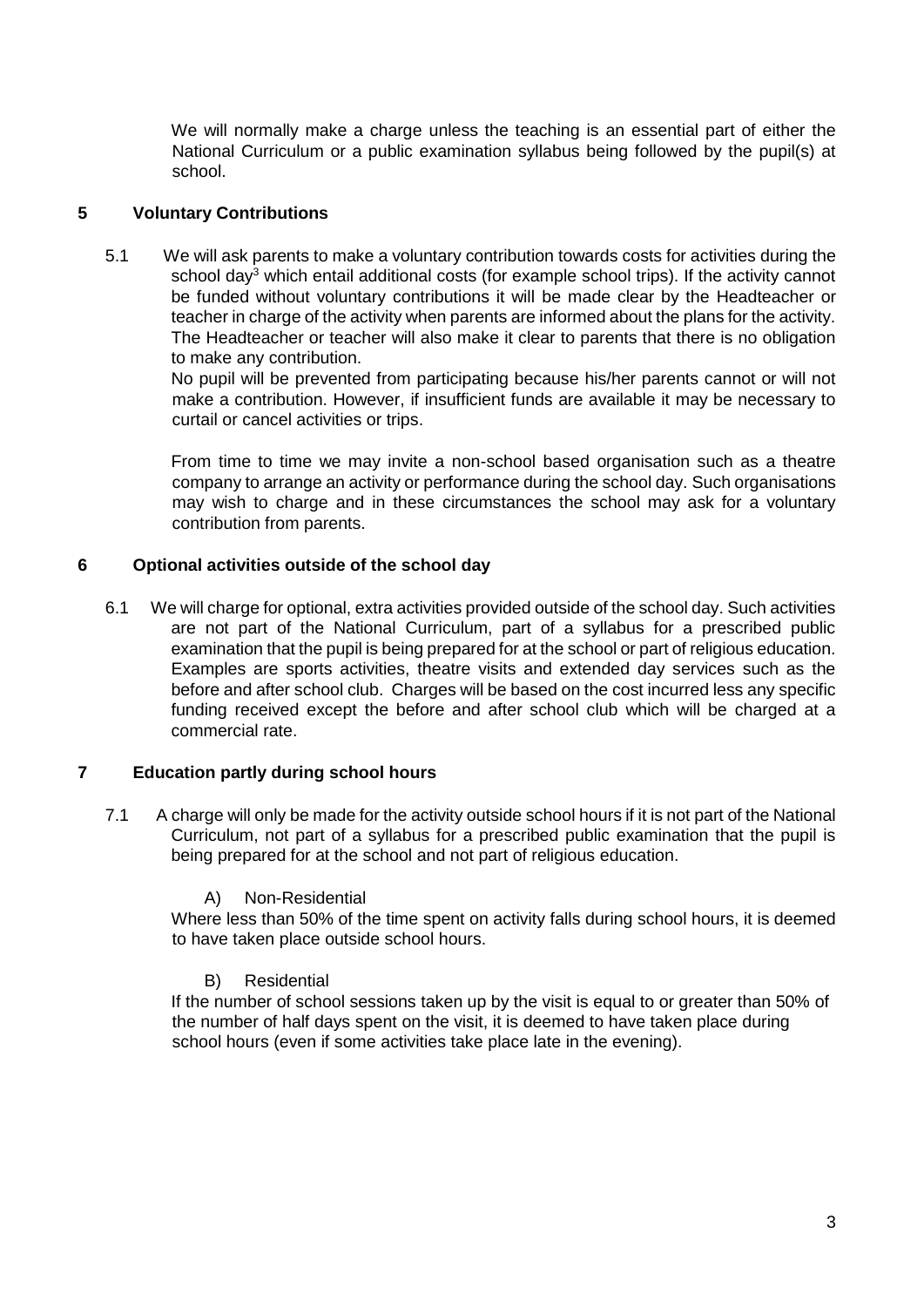We will normally make a charge unless the teaching is an essential part of either the National Curriculum or a public examination syllabus being followed by the pupil(s) at school.

## 5 Voluntary Contributions

5.1 We will ask parents to make a voluntary contribution towards costs for activities during the school day[3] which entail additional costs (for example school trips). If the activity cannot be funded without voluntary contributions it will be made clear by the Headteacher or teacher in charge of the activity when parents are informed about the plans for the activity. The Headteacher or teacher will also make it clear to parents that there is no obligation to make any contribution.

No pupil will be prevented from participating because his/her parents cannot or will not make a contribution. However, if insufficient funds are available it may be necessary to curtail or cancel activities or trips.

From time to time we may invite a non-school based organisation such as a theatre company to arrange an activity or performance during the school day. Such organisations may wish to charge and in these circumstances the school may ask for a voluntary contribution from parents.

## 6 Optional activities outside of the school day

6.1 We will charge for optional, extra activities provided outside of the school day. Such activities are not part of the National Curriculum, part of a syllabus for a prescribed public examination that the pupil is being prepared for at the school or part of religious education. Examples are sports activities, theatre visits and extended day services such as the before and after school club. Charges will be based on the cost incurred less any specific funding received except the before and after school club which will be charged at a commercial rate.

## 7 Education partly during school hours

7.1 A charge will only be made for the activity outside school hours if it is not part of the National Curriculum, not part of a syllabus for a prescribed public examination that the pupil is being prepared for at the school and not part of religious education.

A) Non-Residential

Where less than 50% of the time spent on activity falls during school hours, it is deemed to have taken place outside school hours.

B) Residential

If the number of school sessions taken up by the visit is equal to or greater than 50% of the number of half days spent on the visit, it is deemed to have taken place during school hours (even if some activities take place late in the evening).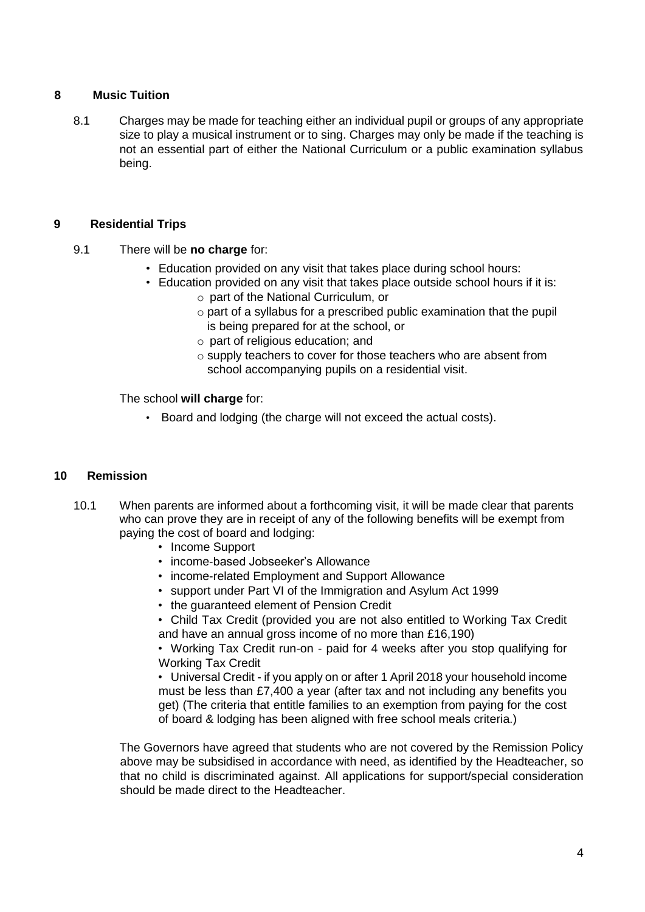## 8 Music Tuition

8.1 Charges may be made for teaching either an individual pupil or groups of any appropriate size to play a musical instrument or to sing. Charges may only be made if the teaching is not an essential part of either the National Curriculum or a public examination syllabus being.

## 9 Residential Trips

9.1 There will be **no charge** for:

- Education provided on any visit that takes place during school hours:
- Education provided on any visit that takes place outside school hours if it is:
  - part of the National Curriculum, or
  - part of a syllabus for a prescribed public examination that the pupil is being prepared for at the school, or
  - part of religious education; and
  - supply teachers to cover for those teachers who are absent from school accompanying pupils on a residential visit.

The school **will charge** for:

- Board and lodging (the charge will not exceed the actual costs).

## 10 Remission

10.1 When parents are informed about a forthcoming visit, it will be made clear that parents who can prove they are in receipt of any of the following benefits will be exempt from paying the cost of board and lodging:

- Income Support
- income-based Jobseeker's Allowance
- income-related Employment and Support Allowance
- support under Part VI of the Immigration and Asylum Act 1999
- the guaranteed element of Pension Credit
- Child Tax Credit (provided you are not also entitled to Working Tax Credit and have an annual gross income of no more than £16,190)
- Working Tax Credit run-on - paid for 4 weeks after you stop qualifying for Working Tax Credit
- Universal Credit - if you apply on or after 1 April 2018 your household income must be less than £7,400 a year (after tax and not including any benefits you get) (The criteria that entitle families to an exemption from paying for the cost of board & lodging has been aligned with free school meals criteria.)

The Governors have agreed that students who are not covered by the Remission Policy above may be subsidised in accordance with need, as identified by the Headteacher, so that no child is discriminated against. All applications for support/special consideration should be made direct to the Headteacher.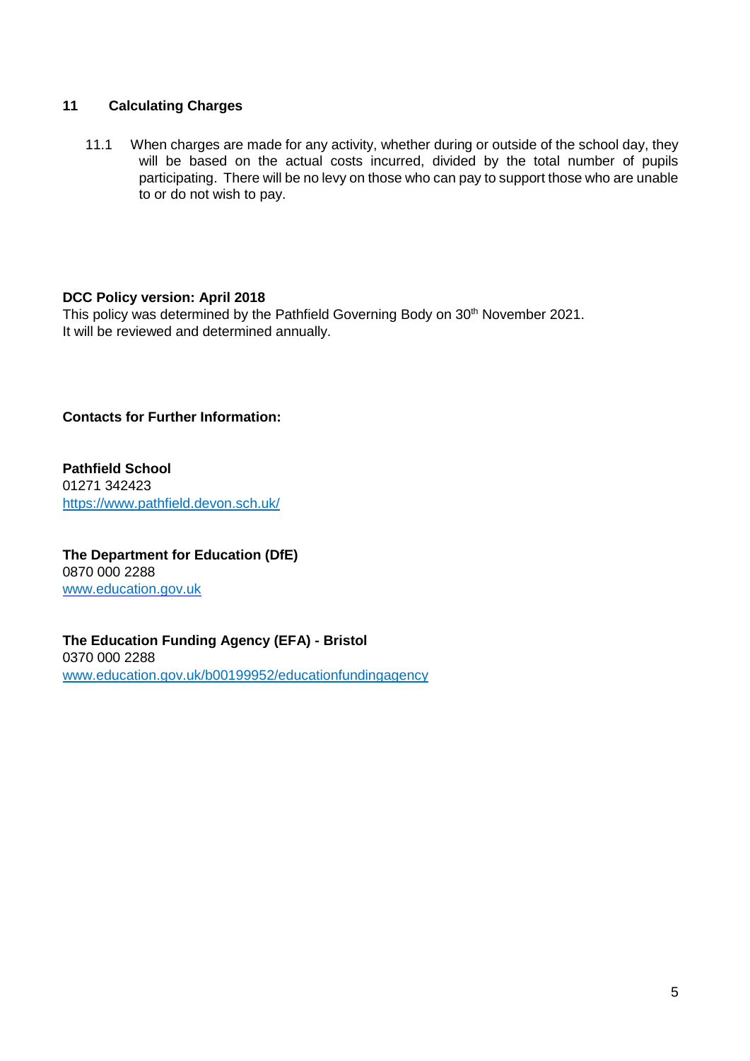## 11 Calculating Charges

11.1 When charges are made for any activity, whether during or outside of the school day, they will be based on the actual costs incurred, divided by the total number of pupils participating. There will be no levy on those who can pay to support those who are unable to or do not wish to pay.

**DCC Policy version: April 2018**
This policy was determined by the Pathfield Governing Body on 30th November 2021.
It will be reviewed and determined annually.

**Contacts for Further Information:**

**Pathfield School**
01271 342423
https://www.pathfield.devon.sch.uk/

**The Department for Education (DfE)**
0870 000 2288
www.education.gov.uk

**The Education Funding Agency (EFA) - Bristol**
0370 000 2288
www.education.gov.uk/b00199952/educationfundingagency